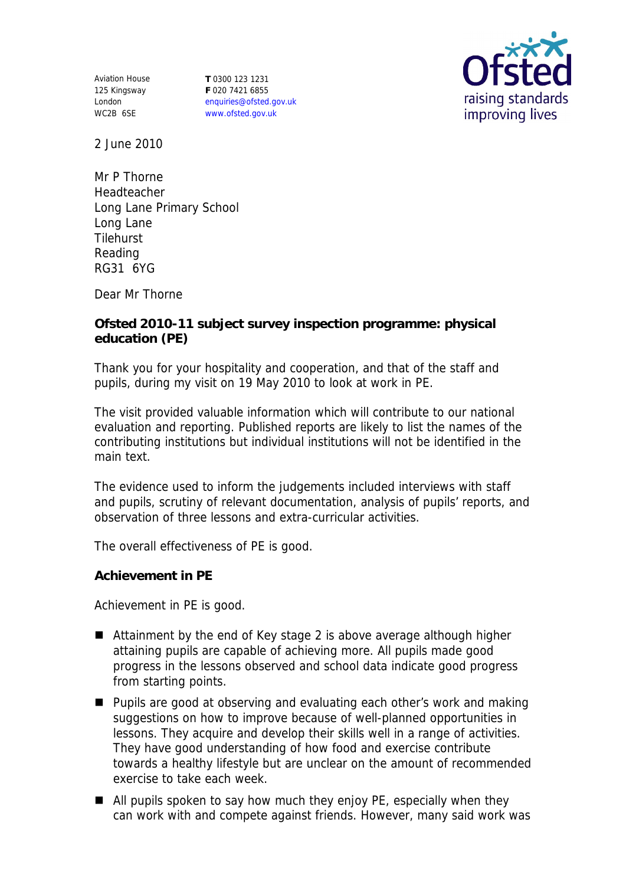Aviation House
125 Kingsway
London
WC2B 6SE

**T** 0300 123 1231
**F** 020 7421 6855
enquiries@ofsted.gov.uk
www.ofsted.gov.uk

2 June 2010

Mr P Thorne
Headteacher
Long Lane Primary School
Long Lane
Tilehurst
Reading
RG31 6YG

Dear Mr Thorne

**Ofsted 2010-11 subject survey inspection programme: physical education (PE)**

Thank you for your hospitality and cooperation, and that of the staff and pupils, during my visit on 19 May 2010 to look at work in PE.

The visit provided valuable information which will contribute to our national evaluation and reporting. Published reports are likely to list the names of the contributing institutions but individual institutions will not be identified in the main text.

The evidence used to inform the judgements included interviews with staff and pupils, scrutiny of relevant documentation, analysis of pupils' reports, and observation of three lessons and extra-curricular activities.

The overall effectiveness of PE is good.

**Achievement in PE**

Achievement in PE is good.

- Attainment by the end of Key stage 2 is above average although higher attaining pupils are capable of achieving more. All pupils made good progress in the lessons observed and school data indicate good progress from starting points.
- Pupils are good at observing and evaluating each other's work and making suggestions on how to improve because of well-planned opportunities in lessons. They acquire and develop their skills well in a range of activities. They have good understanding of how food and exercise contribute towards a healthy lifestyle but are unclear on the amount of recommended exercise to take each week.
- All pupils spoken to say how much they enjoy PE, especially when they can work with and compete against friends. However, many said work was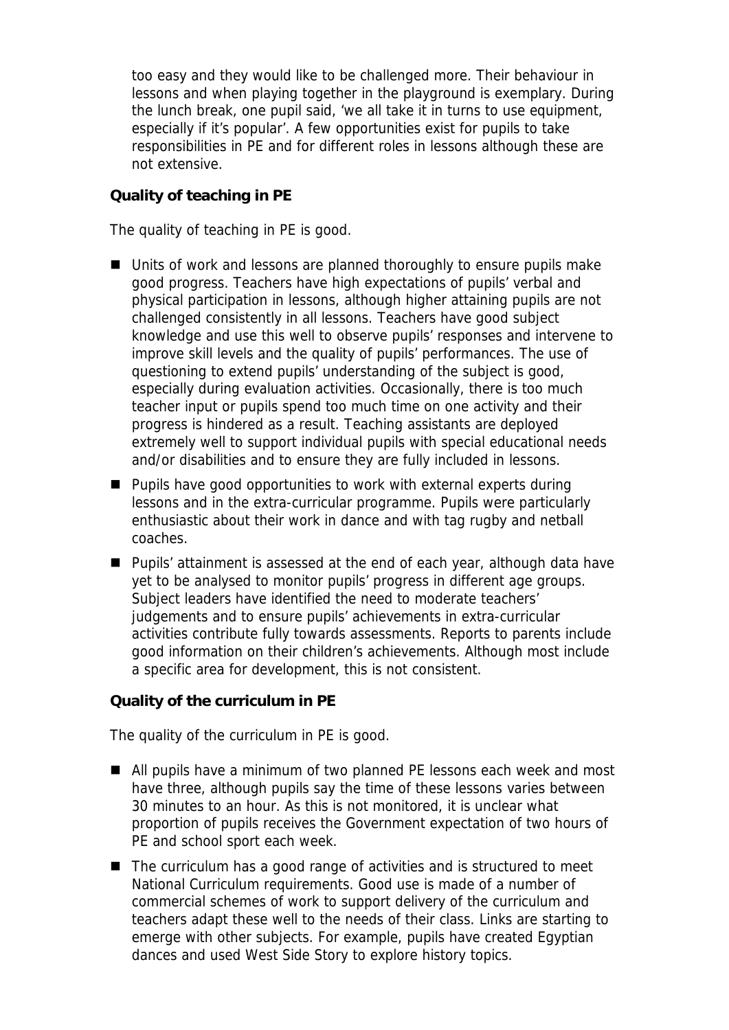too easy and they would like to be challenged more. Their behaviour in lessons and when playing together in the playground is exemplary. During the lunch break, one pupil said, 'we all take it in turns to use equipment, especially if it's popular'. A few opportunities exist for pupils to take responsibilities in PE and for different roles in lessons although these are not extensive.

**Quality of teaching in PE**

The quality of teaching in PE is good.

- Units of work and lessons are planned thoroughly to ensure pupils make good progress. Teachers have high expectations of pupils' verbal and physical participation in lessons, although higher attaining pupils are not challenged consistently in all lessons. Teachers have good subject knowledge and use this well to observe pupils' responses and intervene to improve skill levels and the quality of pupils' performances. The use of questioning to extend pupils' understanding of the subject is good, especially during evaluation activities. Occasionally, there is too much teacher input or pupils spend too much time on one activity and their progress is hindered as a result. Teaching assistants are deployed extremely well to support individual pupils with special educational needs and/or disabilities and to ensure they are fully included in lessons.
- Pupils have good opportunities to work with external experts during lessons and in the extra-curricular programme. Pupils were particularly enthusiastic about their work in dance and with tag rugby and netball coaches.
- Pupils' attainment is assessed at the end of each year, although data have yet to be analysed to monitor pupils' progress in different age groups. Subject leaders have identified the need to moderate teachers' judgements and to ensure pupils' achievements in extra-curricular activities contribute fully towards assessments. Reports to parents include good information on their children's achievements. Although most include a specific area for development, this is not consistent.

**Quality of the curriculum in PE**

The quality of the curriculum in PE is good.

- All pupils have a minimum of two planned PE lessons each week and most have three, although pupils say the time of these lessons varies between 30 minutes to an hour. As this is not monitored, it is unclear what proportion of pupils receives the Government expectation of two hours of PE and school sport each week.
- The curriculum has a good range of activities and is structured to meet National Curriculum requirements. Good use is made of a number of commercial schemes of work to support delivery of the curriculum and teachers adapt these well to the needs of their class. Links are starting to emerge with other subjects. For example, pupils have created Egyptian dances and used West Side Story to explore history topics.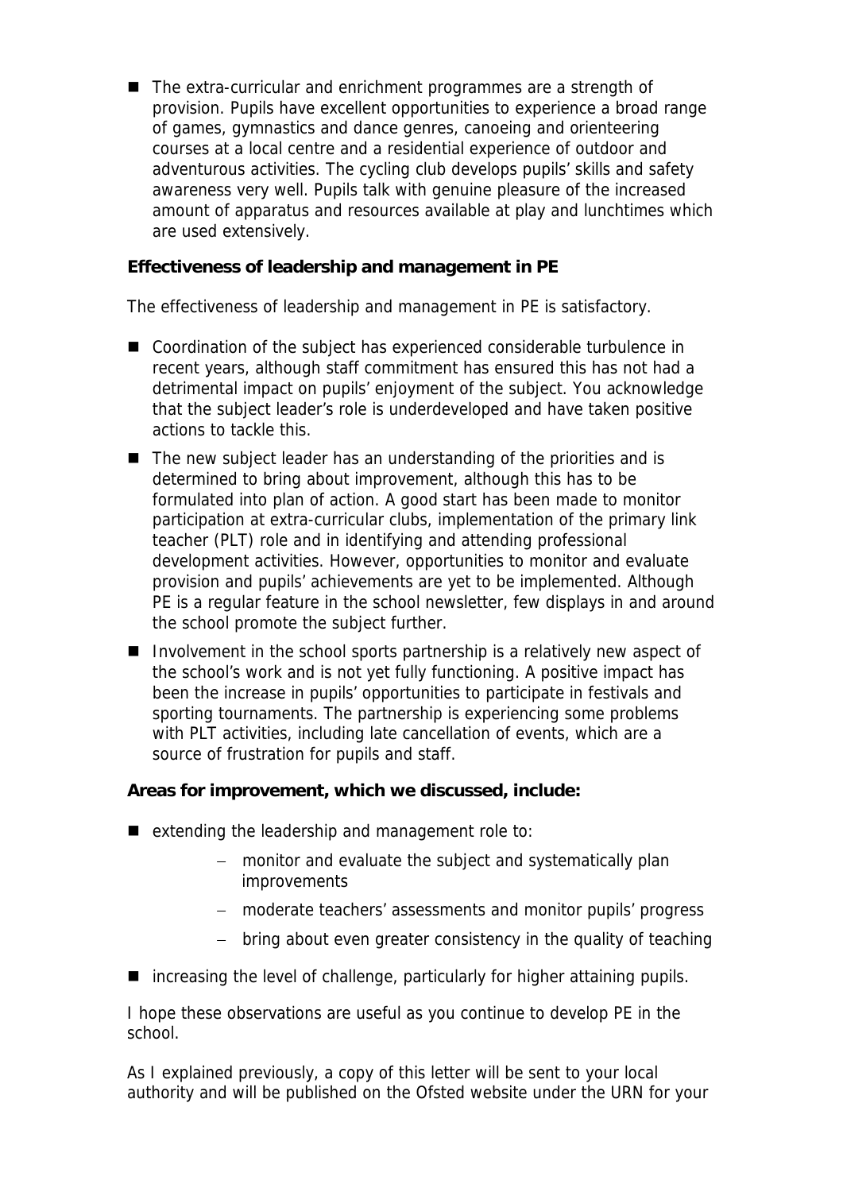- The extra-curricular and enrichment programmes are a strength of provision. Pupils have excellent opportunities to experience a broad range of games, gymnastics and dance genres, canoeing and orienteering courses at a local centre and a residential experience of outdoor and adventurous activities. The cycling club develops pupils' skills and safety awareness very well. Pupils talk with genuine pleasure of the increased amount of apparatus and resources available at play and lunchtimes which are used extensively.

**Effectiveness of leadership and management in PE**

The effectiveness of leadership and management in PE is satisfactory.

- Coordination of the subject has experienced considerable turbulence in recent years, although staff commitment has ensured this has not had a detrimental impact on pupils' enjoyment of the subject. You acknowledge that the subject leader's role is underdeveloped and have taken positive actions to tackle this.
- The new subject leader has an understanding of the priorities and is determined to bring about improvement, although this has to be formulated into plan of action. A good start has been made to monitor participation at extra-curricular clubs, implementation of the primary link teacher (PLT) role and in identifying and attending professional development activities. However, opportunities to monitor and evaluate provision and pupils' achievements are yet to be implemented. Although PE is a regular feature in the school newsletter, few displays in and around the school promote the subject further.
- Involvement in the school sports partnership is a relatively new aspect of the school's work and is not yet fully functioning. A positive impact has been the increase in pupils' opportunities to participate in festivals and sporting tournaments. The partnership is experiencing some problems with PLT activities, including late cancellation of events, which are a source of frustration for pupils and staff.

**Areas for improvement, which we discussed, include:**

- extending the leadership and management role to:
  - monitor and evaluate the subject and systematically plan improvements
  - moderate teachers' assessments and monitor pupils' progress
  - bring about even greater consistency in the quality of teaching
- increasing the level of challenge, particularly for higher attaining pupils.

I hope these observations are useful as you continue to develop PE in the school.

As I explained previously, a copy of this letter will be sent to your local authority and will be published on the Ofsted website under the URN for your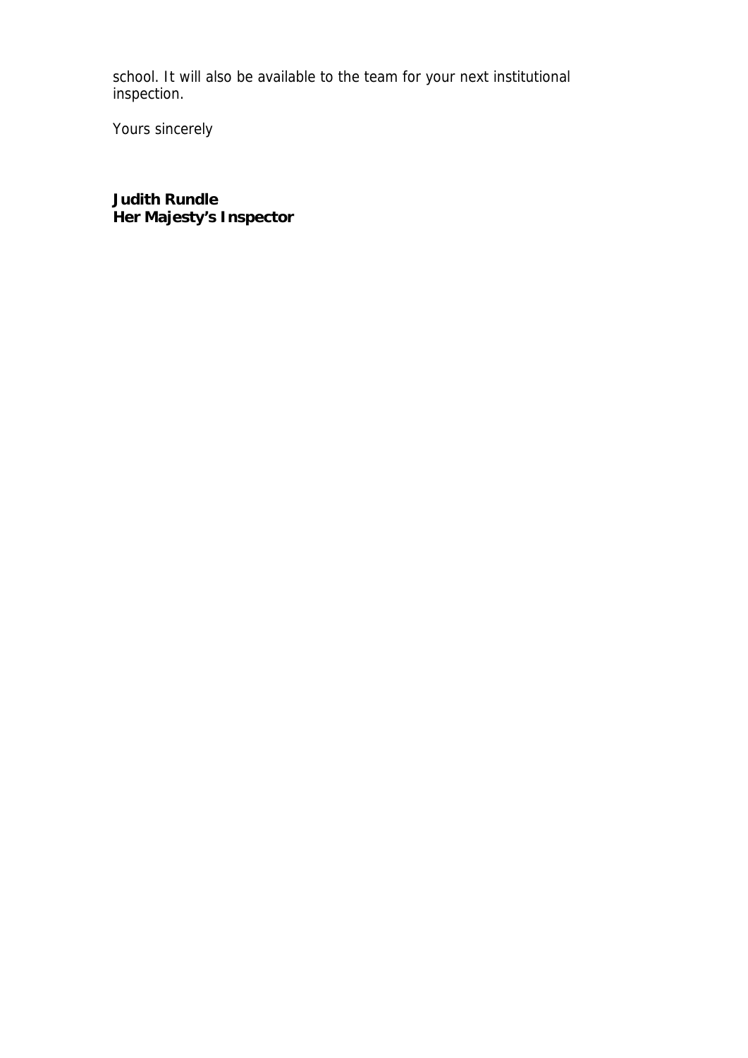school. It will also be available to the team for your next institutional inspection.

Yours sincerely

**Judith Rundle**
**Her Majesty's Inspector**